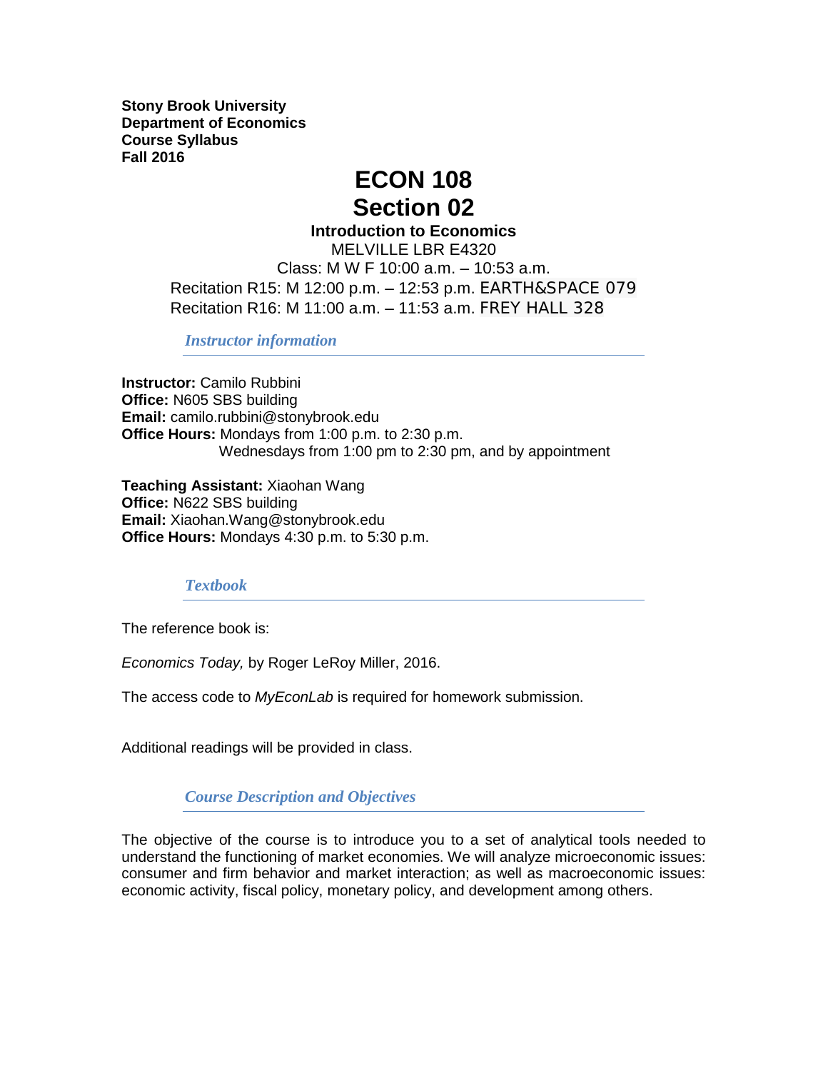**Stony Brook University**
**Department of Economics**
**Course Syllabus**
**Fall 2016**

# ECON 108
# Section 02

**Introduction to Economics**

MELVILLE LBR E4320

Class: M W F 10:00 a.m. – 10:53 a.m.

Recitation R15: M 12:00 p.m. – 12:53 p.m. EARTH&SPACE 079

Recitation R16: M 11:00 a.m. – 11:53 a.m. FREY HALL 328

## *Instructor information*

**Instructor:** Camilo Rubbini
**Office:** N605 SBS building
**Email:** camilo.rubbini@stonybrook.edu
**Office Hours:** Mondays from 1:00 p.m. to 2:30 p.m.
Wednesdays from 1:00 pm to 2:30 pm, and by appointment

**Teaching Assistant:** Xiaohan Wang
**Office:** N622 SBS building
**Email:** Xiaohan.Wang@stonybrook.edu
**Office Hours:** Mondays 4:30 p.m. to 5:30 p.m.

## *Textbook*

The reference book is:

*Economics Today,* by Roger LeRoy Miller, 2016.

The access code to *MyEconLab* is required for homework submission.

Additional readings will be provided in class.

## *Course Description and Objectives*

The objective of the course is to introduce you to a set of analytical tools needed to understand the functioning of market economies. We will analyze microeconomic issues: consumer and firm behavior and market interaction; as well as macroeconomic issues: economic activity, fiscal policy, monetary policy, and development among others.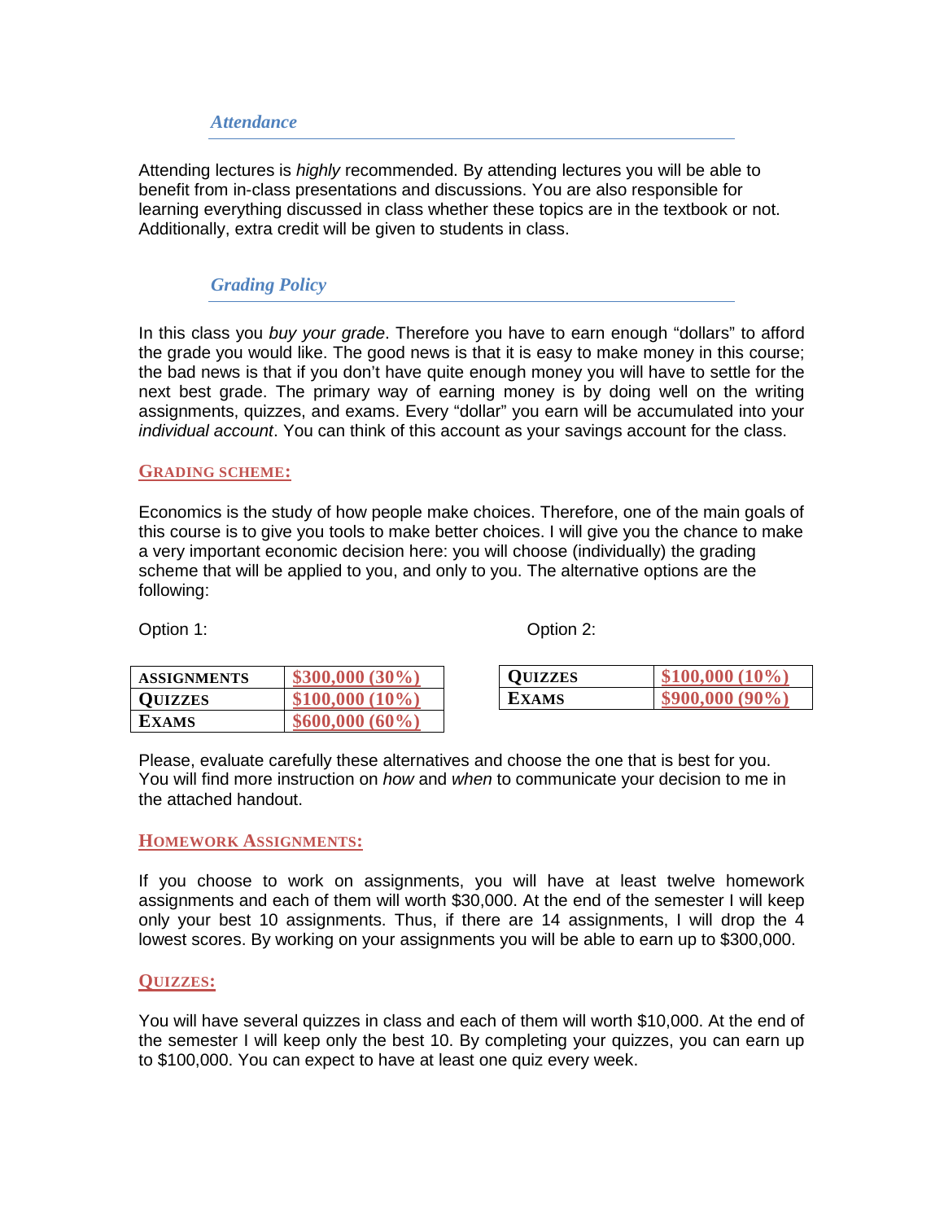### *Attendance*

Attending lectures is *highly* recommended. By attending lectures you will be able to benefit from in-class presentations and discussions. You are also responsible for learning everything discussed in class whether these topics are in the textbook or not. Additionally, extra credit will be given to students in class.

### *Grading Policy*

In this class you *buy your grade*. Therefore you have to earn enough "dollars" to afford the grade you would like. The good news is that it is easy to make money in this course; the bad news is that if you don't have quite enough money you will have to settle for the next best grade. The primary way of earning money is by doing well on the writing assignments, quizzes, and exams. Every "dollar" you earn will be accumulated into your *individual account*. You can think of this account as your savings account for the class.

#### GRADING SCHEME:

Economics is the study of how people make choices. Therefore, one of the main goals of this course is to give you tools to make better choices. I will give you the chance to make a very important economic decision here: you will choose (individually) the grading scheme that will be applied to you, and only to you. The alternative options are the following:

Option 1:

| ASSIGNMENTS | $300,000 (30%) |
|---|---|
| QUIZZES | $100,000 (10%) |
| EXAMS | $600,000 (60%) |

Option 2:

| QUIZZES | $100,000 (10%) |
|---|---|
| EXAMS | $900,000 (90%) |

Please, evaluate carefully these alternatives and choose the one that is best for you. You will find more instruction on *how* and *when* to communicate your decision to me in the attached handout.

#### HOMEWORK ASSIGNMENTS:

If you choose to work on assignments, you will have at least twelve homework assignments and each of them will worth $30,000. At the end of the semester I will keep only your best 10 assignments. Thus, if there are 14 assignments, I will drop the 4 lowest scores. By working on your assignments you will be able to earn up to $300,000.

#### QUIZZES:

You will have several quizzes in class and each of them will worth $10,000. At the end of the semester I will keep only the best 10. By completing your quizzes, you can earn up to $100,000. You can expect to have at least one quiz every week.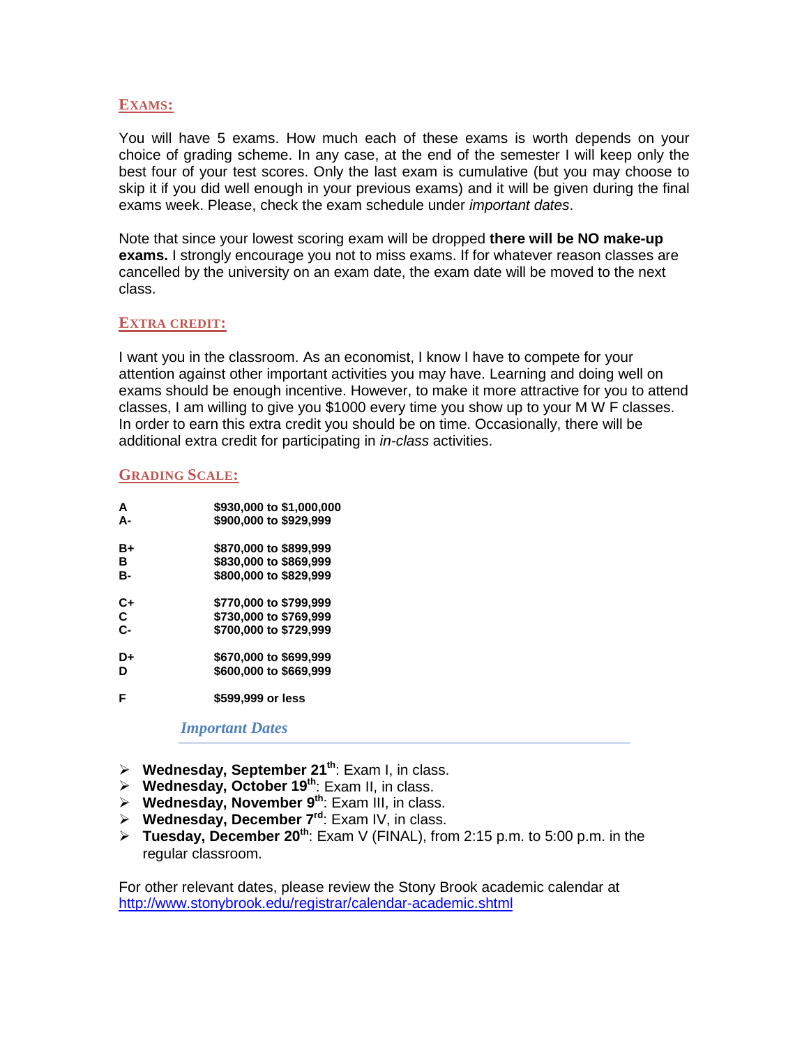## EXAMS:

You will have 5 exams. How much each of these exams is worth depends on your choice of grading scheme. In any case, at the end of the semester I will keep only the best four of your test scores. Only the last exam is cumulative (but you may choose to skip it if you did well enough in your previous exams) and it will be given during the final exams week. Please, check the exam schedule under *important dates*.

Note that since your lowest scoring exam will be dropped **there will be NO make-up exams.** I strongly encourage you not to miss exams. If for whatever reason classes are cancelled by the university on an exam date, the exam date will be moved to the next class.

## EXTRA CREDIT:

I want you in the classroom. As an economist, I know I have to compete for your attention against other important activities you may have. Learning and doing well on exams should be enough incentive. However, to make it more attractive for you to attend classes, I am willing to give you $1000 every time you show up to your M W F classes. In order to earn this extra credit you should be on time. Occasionally, there will be additional extra credit for participating in *in-class* activities.

## GRADING SCALE:

| Grade | Range |
|---|---|
| **A** | **$930,000 to $1,000,000** |
| **A-** | **$900,000 to $929,999** |
| **B+** | **$870,000 to $899,999** |
| **B** | **$830,000 to $869,999** |
| **B-** | **$800,000 to $829,999** |
| **C+** | **$770,000 to $799,999** |
| **C** | **$730,000 to $769,999** |
| **C-** | **$700,000 to $729,999** |
| **D+** | **$670,000 to $699,999** |
| **D** | **$600,000 to $669,999** |
| **F** | **$599,999 or less** |

## *Important Dates*

- **Wednesday, September 21st**: Exam I, in class.
- **Wednesday, October 19th**: Exam II, in class.
- **Wednesday, November 9th**: Exam III, in class.
- **Wednesday, December 7rd**: Exam IV, in class.
- **Tuesday, December 20th**: Exam V (FINAL), from 2:15 p.m. to 5:00 p.m. in the regular classroom.

For other relevant dates, please review the Stony Brook academic calendar at http://www.stonybrook.edu/registrar/calendar-academic.shtml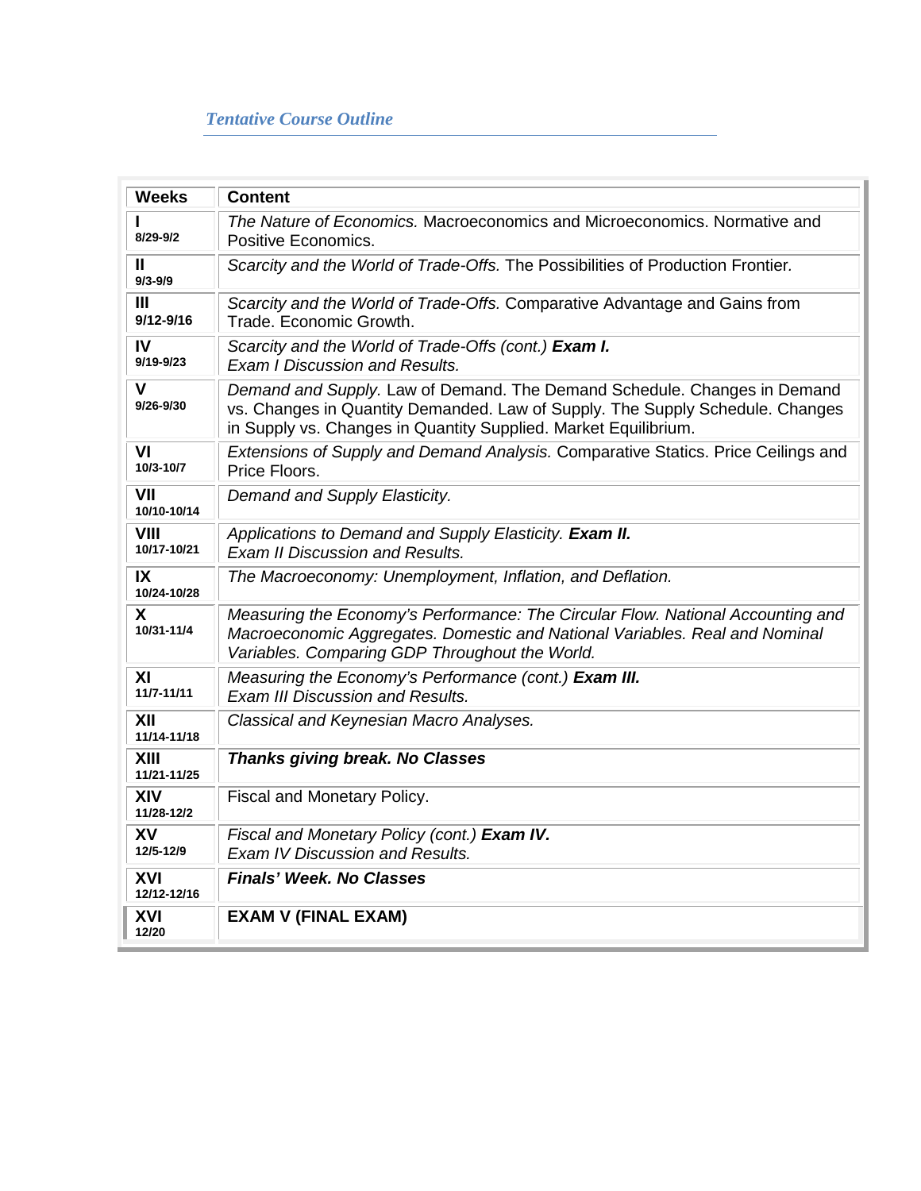*Tentative Course Outline*

| Weeks | Content |
|---|---|
| **I** **8/29-9/2** | *The Nature of Economics.* Macroeconomics and Microeconomics. Normative and Positive Economics. |
| **II** **9/3-9/9** | *Scarcity and the World of Trade-Offs.* The Possibilities of Production Frontier. |
| **III** **9/12-9/16** | *Scarcity and the World of Trade-Offs.* Comparative Advantage and Gains from Trade. Economic Growth. |
| **IV** **9/19-9/23** | *Scarcity and the World of Trade-Offs (cont.)* ***Exam I.*** *Exam I Discussion and Results.* |
| **V** **9/26-9/30** | *Demand and Supply.* Law of Demand. The Demand Schedule. Changes in Demand vs. Changes in Quantity Demanded. Law of Supply. The Supply Schedule. Changes in Supply vs. Changes in Quantity Supplied. Market Equilibrium. |
| **VI** **10/3-10/7** | *Extensions of Supply and Demand Analysis.* Comparative Statics. Price Ceilings and Price Floors. |
| **VII** **10/10-10/14** | *Demand and Supply Elasticity.* |
| **VIII** **10/17-10/21** | *Applications to Demand and Supply Elasticity.* ***Exam II.*** *Exam II Discussion and Results.* |
| **IX** **10/24-10/28** | *The Macroeconomy: Unemployment, Inflation, and Deflation.* |
| **X** **10/31-11/4** | *Measuring the Economy's Performance: The Circular Flow. National Accounting and Macroeconomic Aggregates. Domestic and National Variables. Real and Nominal Variables. Comparing GDP Throughout the World.* |
| **XI** **11/7-11/11** | *Measuring the Economy's Performance (cont.)* ***Exam III.*** *Exam III Discussion and Results.* |
| **XII** **11/14-11/18** | *Classical and Keynesian Macro Analyses.* |
| **XIII** **11/21-11/25** | ***Thanks giving break. No Classes*** |
| **XIV** **11/28-12/2** | Fiscal and Monetary Policy. |
| **XV** **12/5-12/9** | *Fiscal and Monetary Policy (cont.)* ***Exam IV.*** *Exam IV Discussion and Results.* |
| **XVI** **12/12-12/16** | ***Finals' Week. No Classes*** |
| **XVI** **12/20** | **EXAM V (FINAL EXAM)** |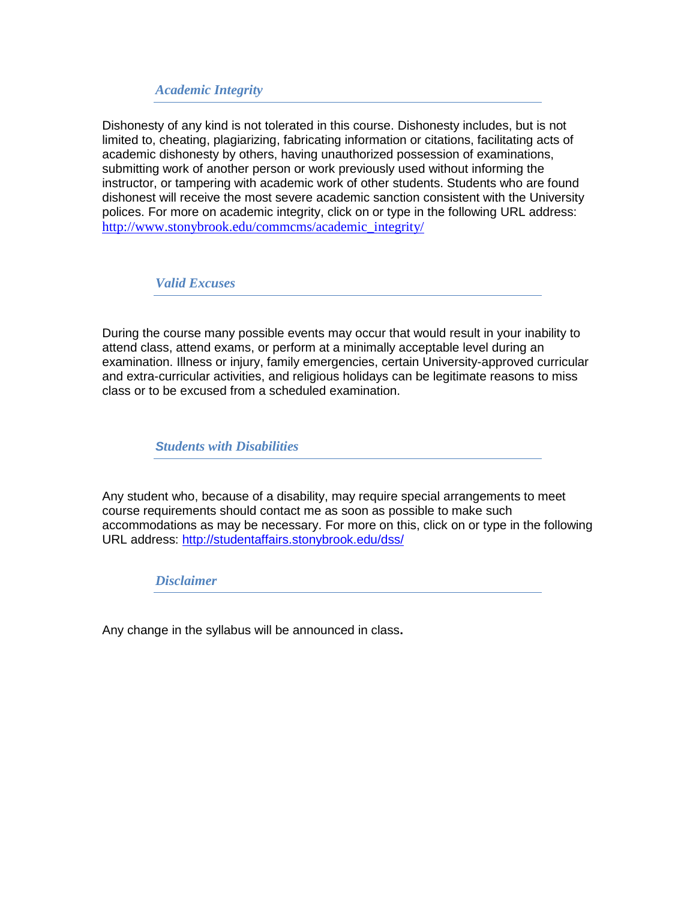### *Academic Integrity*

Dishonesty of any kind is not tolerated in this course. Dishonesty includes, but is not limited to, cheating, plagiarizing, fabricating information or citations, facilitating acts of academic dishonesty by others, having unauthorized possession of examinations, submitting work of another person or work previously used without informing the instructor, or tampering with academic work of other students. Students who are found dishonest will receive the most severe academic sanction consistent with the University polices. For more on academic integrity, click on or type in the following URL address: http://www.stonybrook.edu/commcms/academic_integrity/

### *Valid Excuses*

During the course many possible events may occur that would result in your inability to attend class, attend exams, or perform at a minimally acceptable level during an examination. Illness or injury, family emergencies, certain University-approved curricular and extra-curricular activities, and religious holidays can be legitimate reasons to miss class or to be excused from a scheduled examination.

### *Students with Disabilities*

Any student who, because of a disability, may require special arrangements to meet course requirements should contact me as soon as possible to make such accommodations as may be necessary. For more on this, click on or type in the following URL address: http://studentaffairs.stonybrook.edu/dss/

### *Disclaimer*

Any change in the syllabus will be announced in class**.**